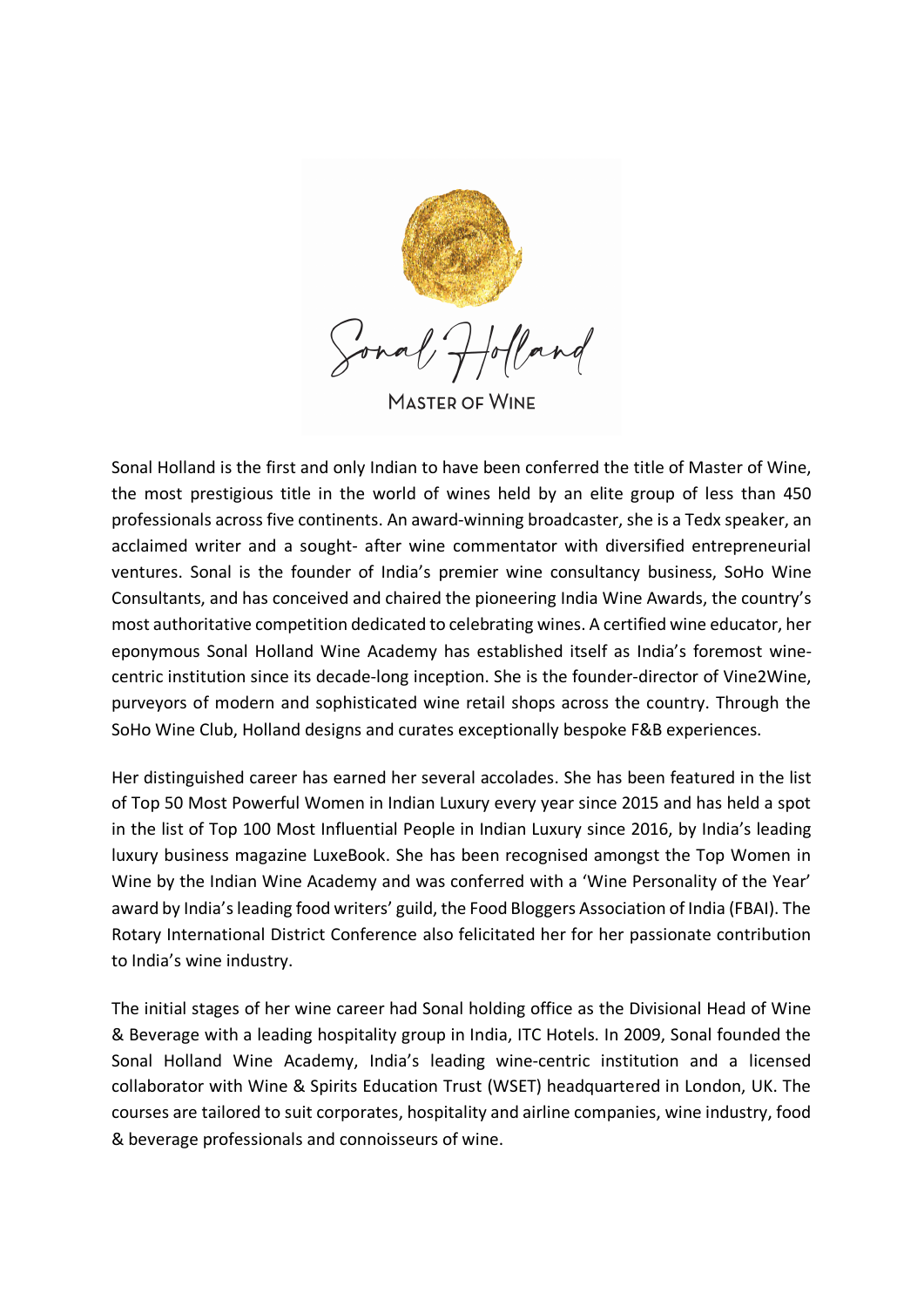Sonal Holland

MASTER OF WINE

Sonal Holland is the first and only Indian to have been conferred the title of Master of Wine, the most prestigious title in the world of wines held by an elite group of less than 450 professionals across five continents. An award-winning broadcaster, she is a Tedx speaker, an acclaimed writer and a sought- after wine commentator with diversified entrepreneurial ventures. Sonal is the founder of India's premier wine consultancy business, SoHo Wine Consultants, and has conceived and chaired the pioneering India Wine Awards, the country's most authoritative competition dedicated to celebrating wines. A certified wine educator, her eponymous Sonal Holland Wine Academy has established itself as India's foremost wine-centric institution since its decade-long inception. She is the founder-director of Vine2Wine, purveyors of modern and sophisticated wine retail shops across the country. Through the SoHo Wine Club, Holland designs and curates exceptionally bespoke F&B experiences.

Her distinguished career has earned her several accolades. She has been featured in the list of Top 50 Most Powerful Women in Indian Luxury every year since 2015 and has held a spot in the list of Top 100 Most Influential People in Indian Luxury since 2016, by India's leading luxury business magazine LuxeBook. She has been recognised amongst the Top Women in Wine by the Indian Wine Academy and was conferred with a 'Wine Personality of the Year' award by India's leading food writers' guild, the Food Bloggers Association of India (FBAI). The Rotary International District Conference also felicitated her for her passionate contribution to India's wine industry.

The initial stages of her wine career had Sonal holding office as the Divisional Head of Wine & Beverage with a leading hospitality group in India, ITC Hotels. In 2009, Sonal founded the Sonal Holland Wine Academy, India's leading wine-centric institution and a licensed collaborator with Wine & Spirits Education Trust (WSET) headquartered in London, UK. The courses are tailored to suit corporates, hospitality and airline companies, wine industry, food & beverage professionals and connoisseurs of wine.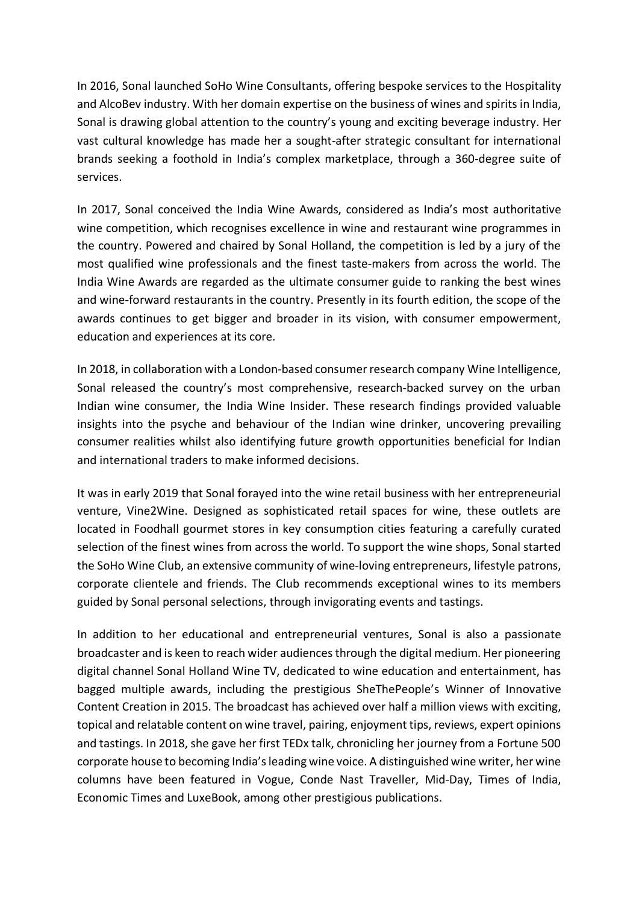In 2016, Sonal launched SoHo Wine Consultants, offering bespoke services to the Hospitality and AlcoBev industry. With her domain expertise on the business of wines and spirits in India, Sonal is drawing global attention to the country's young and exciting beverage industry. Her vast cultural knowledge has made her a sought-after strategic consultant for international brands seeking a foothold in India's complex marketplace, through a 360-degree suite of services.

In 2017, Sonal conceived the India Wine Awards, considered as India's most authoritative wine competition, which recognises excellence in wine and restaurant wine programmes in the country. Powered and chaired by Sonal Holland, the competition is led by a jury of the most qualified wine professionals and the finest taste-makers from across the world. The India Wine Awards are regarded as the ultimate consumer guide to ranking the best wines and wine-forward restaurants in the country. Presently in its fourth edition, the scope of the awards continues to get bigger and broader in its vision, with consumer empowerment, education and experiences at its core.

In 2018, in collaboration with a London-based consumer research company Wine Intelligence, Sonal released the country's most comprehensive, research-backed survey on the urban Indian wine consumer, the India Wine Insider. These research findings provided valuable insights into the psyche and behaviour of the Indian wine drinker, uncovering prevailing consumer realities whilst also identifying future growth opportunities beneficial for Indian and international traders to make informed decisions.

It was in early 2019 that Sonal forayed into the wine retail business with her entrepreneurial venture, Vine2Wine. Designed as sophisticated retail spaces for wine, these outlets are located in Foodhall gourmet stores in key consumption cities featuring a carefully curated selection of the finest wines from across the world. To support the wine shops, Sonal started the SoHo Wine Club, an extensive community of wine-loving entrepreneurs, lifestyle patrons, corporate clientele and friends. The Club recommends exceptional wines to its members guided by Sonal personal selections, through invigorating events and tastings.

In addition to her educational and entrepreneurial ventures, Sonal is also a passionate broadcaster and is keen to reach wider audiences through the digital medium. Her pioneering digital channel Sonal Holland Wine TV, dedicated to wine education and entertainment, has bagged multiple awards, including the prestigious SheThePeople's Winner of Innovative Content Creation in 2015. The broadcast has achieved over half a million views with exciting, topical and relatable content on wine travel, pairing, enjoyment tips, reviews, expert opinions and tastings. In 2018, she gave her first TEDx talk, chronicling her journey from a Fortune 500 corporate house to becoming India's leading wine voice. A distinguished wine writer, her wine columns have been featured in Vogue, Conde Nast Traveller, Mid-Day, Times of India, Economic Times and LuxeBook, among other prestigious publications.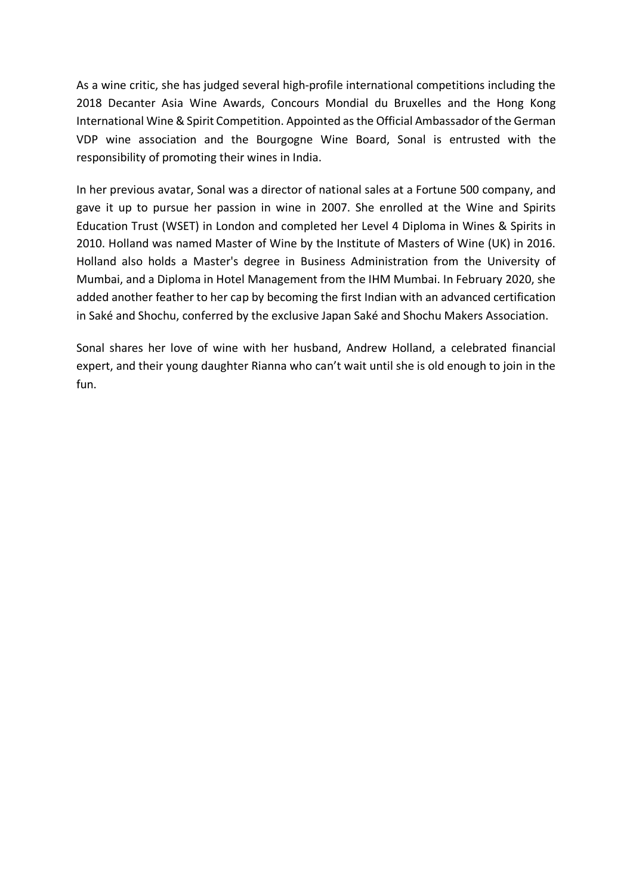As a wine critic, she has judged several high-profile international competitions including the 2018 Decanter Asia Wine Awards, Concours Mondial du Bruxelles and the Hong Kong International Wine & Spirit Competition. Appointed as the Official Ambassador of the German VDP wine association and the Bourgogne Wine Board, Sonal is entrusted with the responsibility of promoting their wines in India.

In her previous avatar, Sonal was a director of national sales at a Fortune 500 company, and gave it up to pursue her passion in wine in 2007. She enrolled at the Wine and Spirits Education Trust (WSET) in London and completed her Level 4 Diploma in Wines & Spirits in 2010. Holland was named Master of Wine by the Institute of Masters of Wine (UK) in 2016. Holland also holds a Master's degree in Business Administration from the University of Mumbai, and a Diploma in Hotel Management from the IHM Mumbai. In February 2020, she added another feather to her cap by becoming the first Indian with an advanced certification in Saké and Shochu, conferred by the exclusive Japan Saké and Shochu Makers Association.

Sonal shares her love of wine with her husband, Andrew Holland, a celebrated financial expert, and their young daughter Rianna who can’t wait until she is old enough to join in the fun.